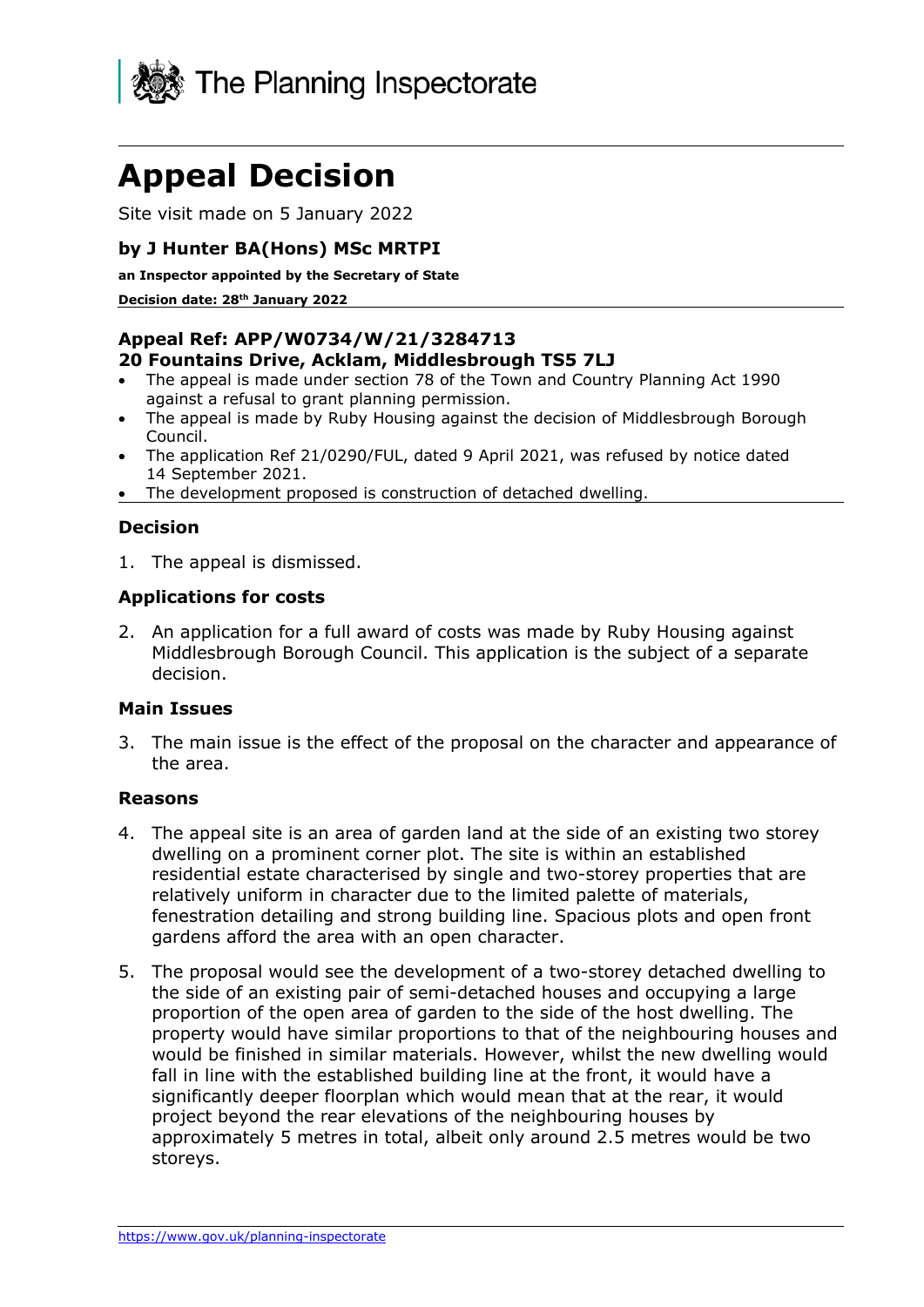The Planning Inspectorate

# Appeal Decision

Site visit made on 5 January 2022

**by J Hunter BA(Hons) MSc MRTPI**

**an Inspector appointed by the Secretary of State**

**Decision date: 28th January 2022**

## Appeal Ref: APP/W0734/W/21/3284713
## 20 Fountains Drive, Acklam, Middlesbrough TS5 7LJ

- The appeal is made under section 78 of the Town and Country Planning Act 1990 against a refusal to grant planning permission.
- The appeal is made by Ruby Housing against the decision of Middlesbrough Borough Council.
- The application Ref 21/0290/FUL, dated 9 April 2021, was refused by notice dated 14 September 2021.
- The development proposed is construction of detached dwelling.

### Decision

1. The appeal is dismissed.

### Applications for costs

2. An application for a full award of costs was made by Ruby Housing against Middlesbrough Borough Council. This application is the subject of a separate decision.

### Main Issues

3. The main issue is the effect of the proposal on the character and appearance of the area.

### Reasons

4. The appeal site is an area of garden land at the side of an existing two storey dwelling on a prominent corner plot. The site is within an established residential estate characterised by single and two-storey properties that are relatively uniform in character due to the limited palette of materials, fenestration detailing and strong building line. Spacious plots and open front gardens afford the area with an open character.

5. The proposal would see the development of a two-storey detached dwelling to the side of an existing pair of semi-detached houses and occupying a large proportion of the open area of garden to the side of the host dwelling. The property would have similar proportions to that of the neighbouring houses and would be finished in similar materials. However, whilst the new dwelling would fall in line with the established building line at the front, it would have a significantly deeper floorplan which would mean that at the rear, it would project beyond the rear elevations of the neighbouring houses by approximately 5 metres in total, albeit only around 2.5 metres would be two storeys.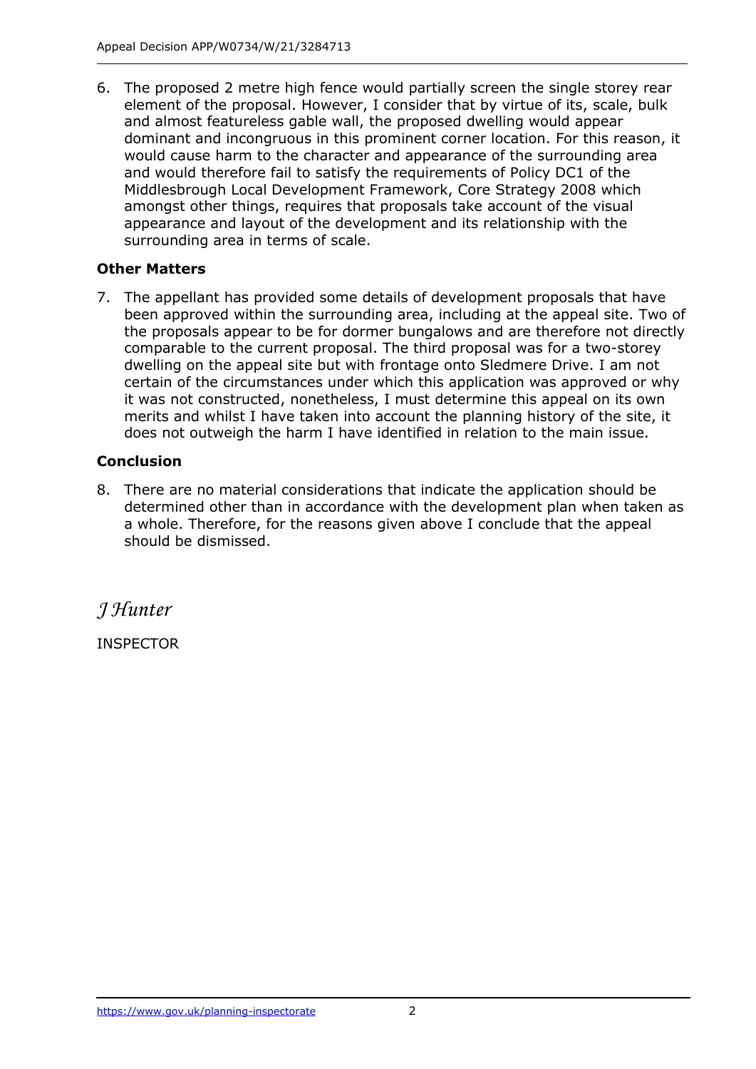6. The proposed 2 metre high fence would partially screen the single storey rear element of the proposal. However, I consider that by virtue of its, scale, bulk and almost featureless gable wall, the proposed dwelling would appear dominant and incongruous in this prominent corner location. For this reason, it would cause harm to the character and appearance of the surrounding area and would therefore fail to satisfy the requirements of Policy DC1 of the Middlesbrough Local Development Framework, Core Strategy 2008 which amongst other things, requires that proposals take account of the visual appearance and layout of the development and its relationship with the surrounding area in terms of scale.

### Other Matters

7. The appellant has provided some details of development proposals that have been approved within the surrounding area, including at the appeal site. Two of the proposals appear to be for dormer bungalows and are therefore not directly comparable to the current proposal. The third proposal was for a two-storey dwelling on the appeal site but with frontage onto Sledmere Drive. I am not certain of the circumstances under which this application was approved or why it was not constructed, nonetheless, I must determine this appeal on its own merits and whilst I have taken into account the planning history of the site, it does not outweigh the harm I have identified in relation to the main issue.

### Conclusion

8. There are no material considerations that indicate the application should be determined other than in accordance with the development plan when taken as a whole. Therefore, for the reasons given above I conclude that the appeal should be dismissed.

*J Hunter*

INSPECTOR